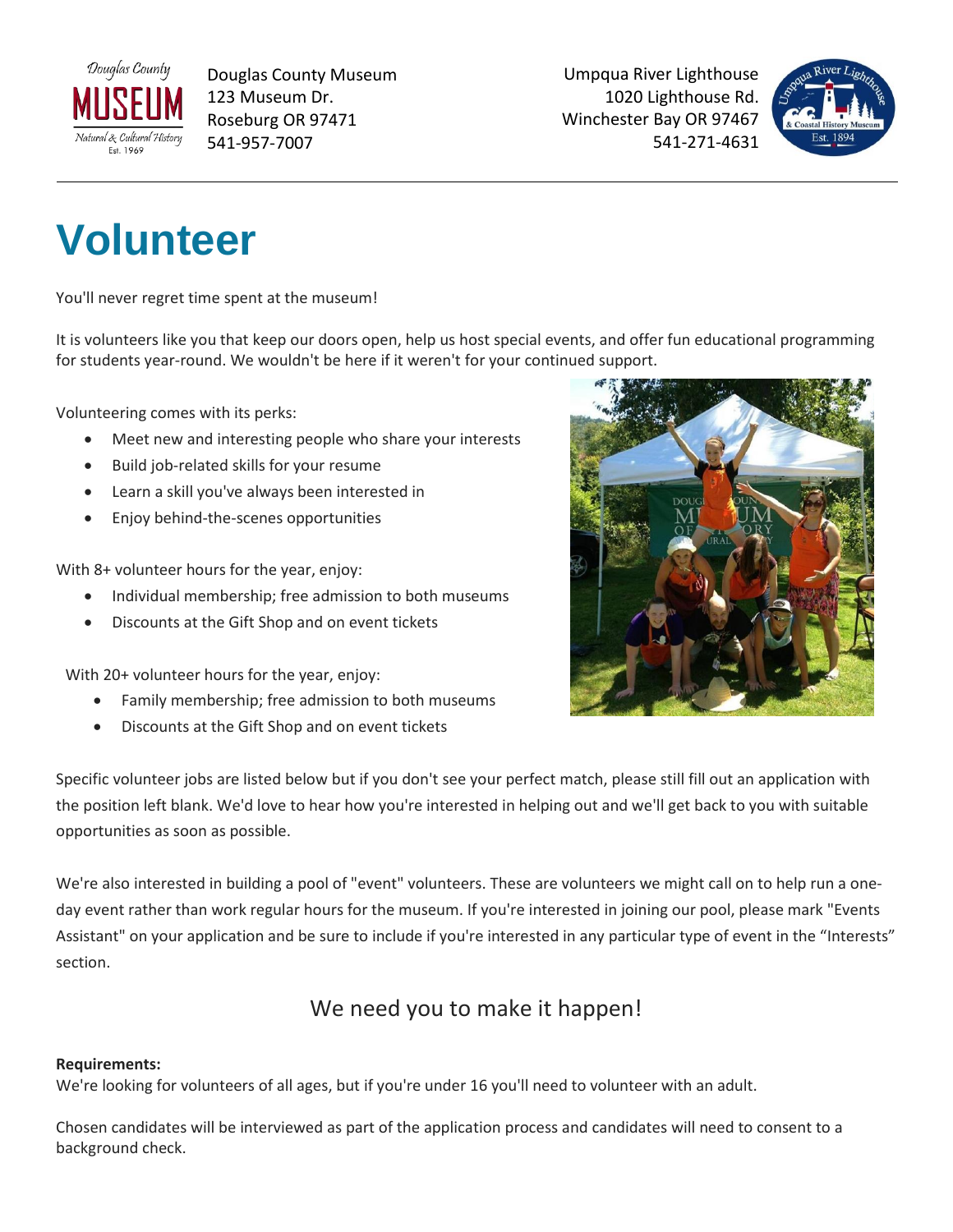Douglas County Museum
123 Museum Dr.
Roseburg OR 97471
541-957-7007

Umpqua River Lighthouse
1020 Lighthouse Rd.
Winchester Bay OR 97467
541-271-4631

# Volunteer

You'll never regret time spent at the museum!

It is volunteers like you that keep our doors open, help us host special events, and offer fun educational programming for students year-round. We wouldn't be here if it weren't for your continued support.

Volunteering comes with its perks:

- Meet new and interesting people who share your interests
- Build job-related skills for your resume
- Learn a skill you've always been interested in
- Enjoy behind-the-scenes opportunities

With 8+ volunteer hours for the year, enjoy:

- Individual membership; free admission to both museums
- Discounts at the Gift Shop and on event tickets

With 20+ volunteer hours for the year, enjoy:

- Family membership; free admission to both museums
- Discounts at the Gift Shop and on event tickets

Specific volunteer jobs are listed below but if you don't see your perfect match, please still fill out an application with the position left blank. We'd love to hear how you're interested in helping out and we'll get back to you with suitable opportunities as soon as possible.

We're also interested in building a pool of "event" volunteers. These are volunteers we might call on to help run a one-day event rather than work regular hours for the museum. If you're interested in joining our pool, please mark "Events Assistant" on your application and be sure to include if you're interested in any particular type of event in the "Interests" section.

## We need you to make it happen!

**Requirements:**
We're looking for volunteers of all ages, but if you're under 16 you'll need to volunteer with an adult.

Chosen candidates will be interviewed as part of the application process and candidates will need to consent to a background check.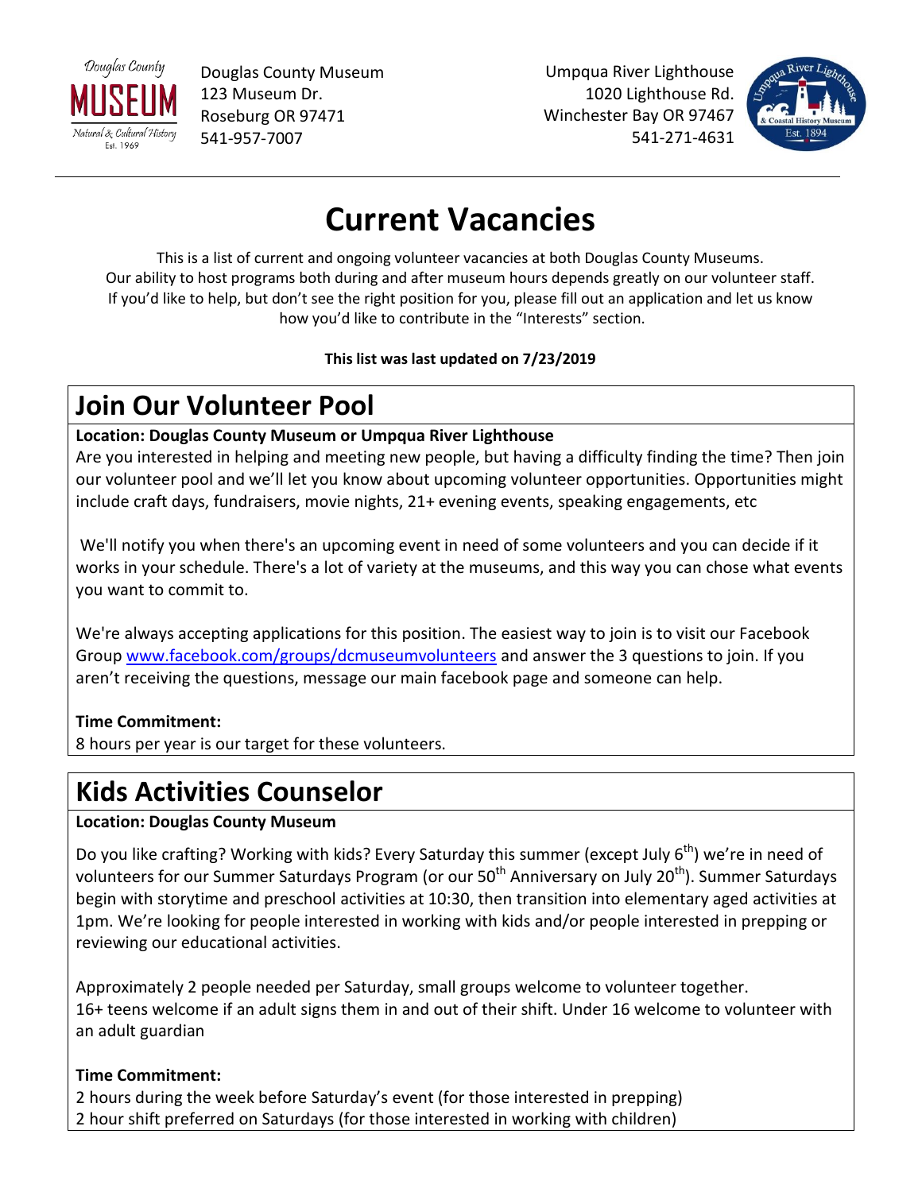Douglas County Museum
123 Museum Dr.
Roseburg OR 97471
541-957-7007

Umpqua River Lighthouse
1020 Lighthouse Rd.
Winchester Bay OR 97467
541-271-4631

# Current Vacancies

This is a list of current and ongoing volunteer vacancies at both Douglas County Museums. Our ability to host programs both during and after museum hours depends greatly on our volunteer staff. If you'd like to help, but don't see the right position for you, please fill out an application and let us know how you'd like to contribute in the "Interests" section.

**This list was last updated on 7/23/2019**

## Join Our Volunteer Pool

**Location: Douglas County Museum or Umpqua River Lighthouse**

Are you interested in helping and meeting new people, but having a difficulty finding the time? Then join our volunteer pool and we'll let you know about upcoming volunteer opportunities. Opportunities might include craft days, fundraisers, movie nights, 21+ evening events, speaking engagements, etc

We'll notify you when there's an upcoming event in need of some volunteers and you can decide if it works in your schedule. There's a lot of variety at the museums, and this way you can chose what events you want to commit to.

We're always accepting applications for this position. The easiest way to join is to visit our Facebook Group www.facebook.com/groups/dcmuseumvolunteers and answer the 3 questions to join. If you aren't receiving the questions, message our main facebook page and someone can help.

**Time Commitment:**
8 hours per year is our target for these volunteers.

## Kids Activities Counselor

**Location: Douglas County Museum**

Do you like crafting? Working with kids? Every Saturday this summer (except July 6th) we're in need of volunteers for our Summer Saturdays Program (or our 50th Anniversary on July 20th). Summer Saturdays begin with storytime and preschool activities at 10:30, then transition into elementary aged activities at 1pm. We're looking for people interested in working with kids and/or people interested in prepping or reviewing our educational activities.

Approximately 2 people needed per Saturday, small groups welcome to volunteer together.
16+ teens welcome if an adult signs them in and out of their shift. Under 16 welcome to volunteer with an adult guardian

**Time Commitment:**
2 hours during the week before Saturday's event (for those interested in prepping)
2 hour shift preferred on Saturdays (for those interested in working with children)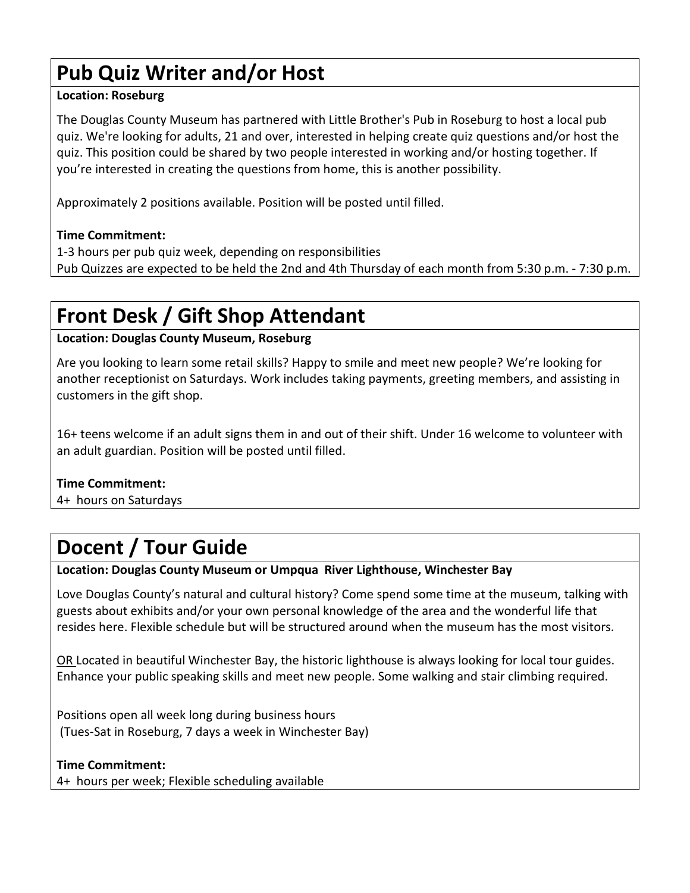# Pub Quiz Writer and/or Host

**Location: Roseburg**

The Douglas County Museum has partnered with Little Brother's Pub in Roseburg to host a local pub quiz. We're looking for adults, 21 and over, interested in helping create quiz questions and/or host the quiz. This position could be shared by two people interested in working and/or hosting together. If you're interested in creating the questions from home, this is another possibility.

Approximately 2 positions available. Position will be posted until filled.

**Time Commitment:**
1-3 hours per pub quiz week, depending on responsibilities
Pub Quizzes are expected to be held the 2nd and 4th Thursday of each month from 5:30 p.m. - 7:30 p.m.

# Front Desk / Gift Shop Attendant

**Location: Douglas County Museum, Roseburg**

Are you looking to learn some retail skills? Happy to smile and meet new people? We're looking for another receptionist on Saturdays. Work includes taking payments, greeting members, and assisting in customers in the gift shop.

16+ teens welcome if an adult signs them in and out of their shift. Under 16 welcome to volunteer with an adult guardian. Position will be posted until filled.

**Time Commitment:**
4+ hours on Saturdays

# Docent / Tour Guide

**Location: Douglas County Museum or Umpqua River Lighthouse, Winchester Bay**

Love Douglas County's natural and cultural history? Come spend some time at the museum, talking with guests about exhibits and/or your own personal knowledge of the area and the wonderful life that resides here. Flexible schedule but will be structured around when the museum has the most visitors.

<u>OR</u> Located in beautiful Winchester Bay, the historic lighthouse is always looking for local tour guides. Enhance your public speaking skills and meet new people. Some walking and stair climbing required.

Positions open all week long during business hours
(Tues-Sat in Roseburg, 7 days a week in Winchester Bay)

**Time Commitment:**
4+ hours per week; Flexible scheduling available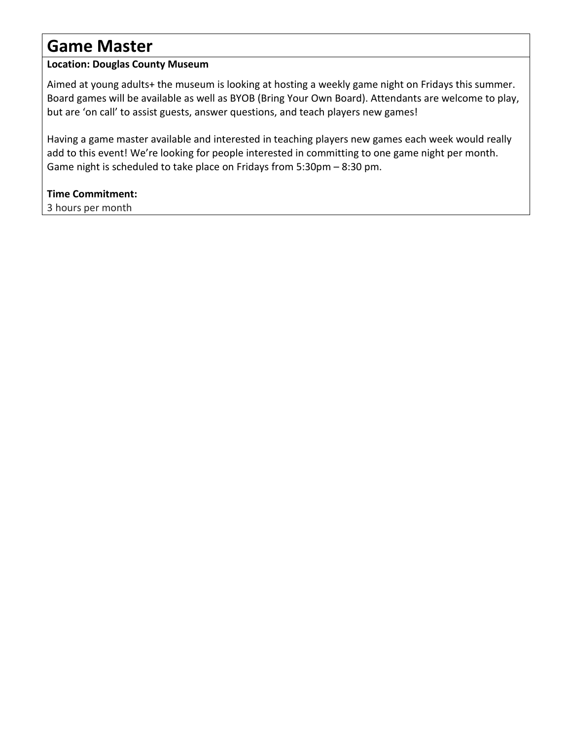# Game Master

**Location: Douglas County Museum**

Aimed at young adults+ the museum is looking at hosting a weekly game night on Fridays this summer. Board games will be available as well as BYOB (Bring Your Own Board). Attendants are welcome to play, but are 'on call' to assist guests, answer questions, and teach players new games!

Having a game master available and interested in teaching players new games each week would really add to this event! We're looking for people interested in committing to one game night per month. Game night is scheduled to take place on Fridays from 5:30pm – 8:30 pm.

**Time Commitment:**
3 hours per month